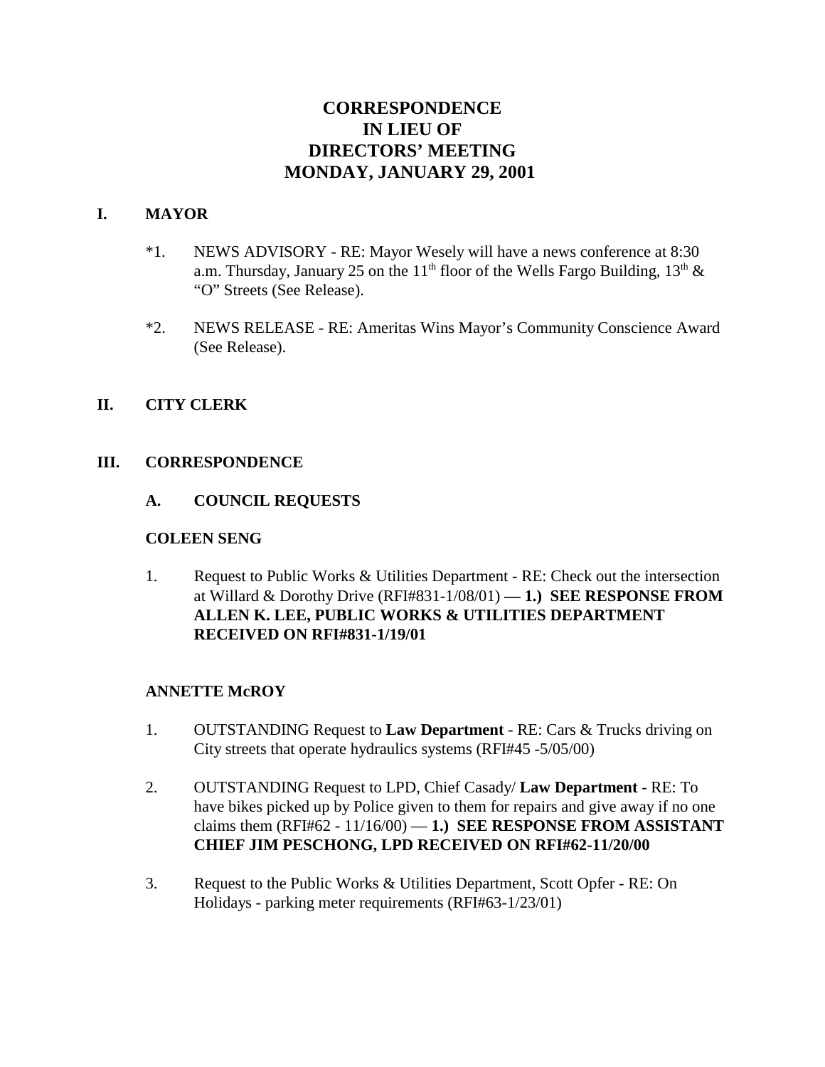# CORRESPONDENCE
# IN LIEU OF
# DIRECTORS' MEETING
# MONDAY, JANUARY 29, 2001

## I. MAYOR

*1. NEWS ADVISORY - RE: Mayor Wesely will have a news conference at 8:30 a.m. Thursday, January 25 on the 11th floor of the Wells Fargo Building, 13th & "O" Streets (See Release).

*2. NEWS RELEASE - RE: Ameritas Wins Mayor's Community Conscience Award (See Release).

## II. CITY CLERK

## III. CORRESPONDENCE

### A. COUNCIL REQUESTS

**COLEEN SENG**

1. Request to Public Works & Utilities Department - RE: Check out the intersection at Willard & Dorothy Drive (RFI#831-1/08/01) **— 1.) SEE RESPONSE FROM ALLEN K. LEE, PUBLIC WORKS & UTILITIES DEPARTMENT RECEIVED ON RFI#831-1/19/01**

**ANNETTE McROY**

1. OUTSTANDING Request to **Law Department** - RE: Cars & Trucks driving on City streets that operate hydraulics systems (RFI#45 -5/05/00)

2. OUTSTANDING Request to LPD, Chief Casady/ **Law Department** - RE: To have bikes picked up by Police given to them for repairs and give away if no one claims them (RFI#62 - 11/16/00) — **1.) SEE RESPONSE FROM ASSISTANT CHIEF JIM PESCHONG, LPD RECEIVED ON RFI#62-11/20/00**

3. Request to the Public Works & Utilities Department, Scott Opfer - RE: On Holidays - parking meter requirements (RFI#63-1/23/01)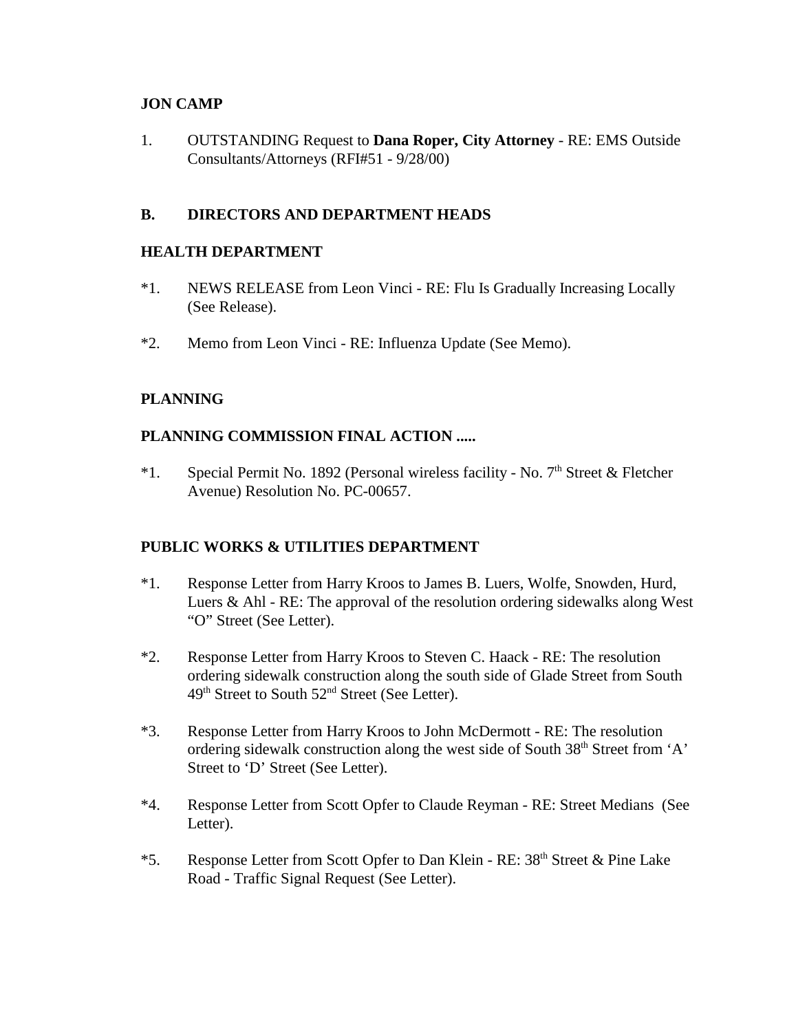**JON CAMP**

1. OUTSTANDING Request to **Dana Roper, City Attorney** - RE: EMS Outside Consultants/Attorneys (RFI#51 - 9/28/00)

## B. DIRECTORS AND DEPARTMENT HEADS

**HEALTH DEPARTMENT**

*1. NEWS RELEASE from Leon Vinci - RE: Flu Is Gradually Increasing Locally (See Release).

*2. Memo from Leon Vinci - RE: Influenza Update (See Memo).

**PLANNING**

**PLANNING COMMISSION FINAL ACTION .....**

*1. Special Permit No. 1892 (Personal wireless facility - No. 7th Street & Fletcher Avenue) Resolution No. PC-00657.

**PUBLIC WORKS & UTILITIES DEPARTMENT**

*1. Response Letter from Harry Kroos to James B. Luers, Wolfe, Snowden, Hurd, Luers & Ahl - RE: The approval of the resolution ordering sidewalks along West "O" Street (See Letter).

*2. Response Letter from Harry Kroos to Steven C. Haack - RE: The resolution ordering sidewalk construction along the south side of Glade Street from South 49th Street to South 52nd Street (See Letter).

*3. Response Letter from Harry Kroos to John McDermott - RE: The resolution ordering sidewalk construction along the west side of South 38th Street from 'A' Street to 'D' Street (See Letter).

*4. Response Letter from Scott Opfer to Claude Reyman - RE: Street Medians (See Letter).

*5. Response Letter from Scott Opfer to Dan Klein - RE: 38th Street & Pine Lake Road - Traffic Signal Request (See Letter).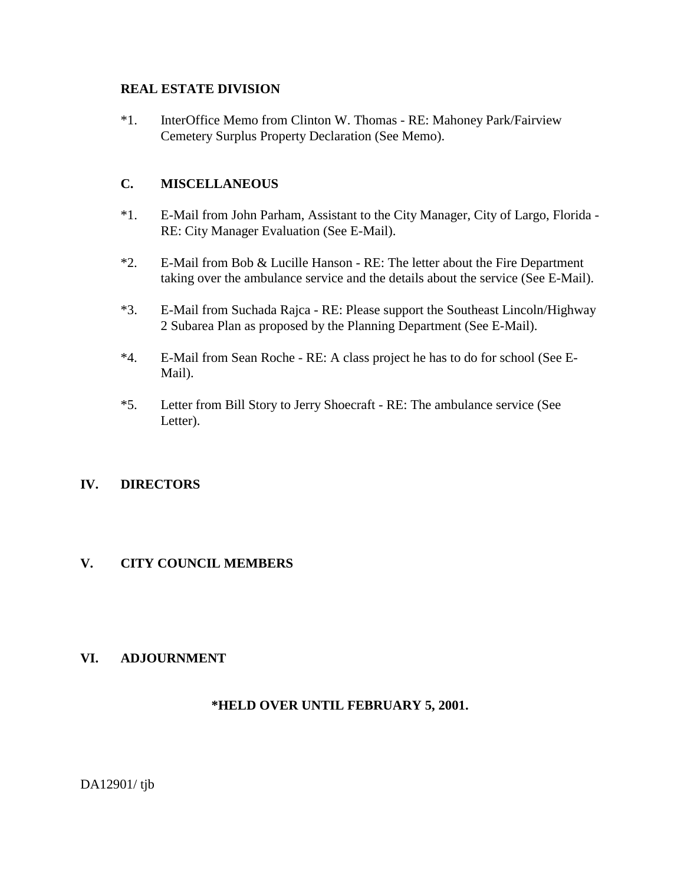**REAL ESTATE DIVISION**

*1. InterOffice Memo from Clinton W. Thomas - RE: Mahoney Park/Fairview Cemetery Surplus Property Declaration (See Memo).

**C. MISCELLANEOUS**

*1. E-Mail from John Parham, Assistant to the City Manager, City of Largo, Florida - RE: City Manager Evaluation (See E-Mail).

*2. E-Mail from Bob & Lucille Hanson - RE: The letter about the Fire Department taking over the ambulance service and the details about the service (See E-Mail).

*3. E-Mail from Suchada Rajca - RE: Please support the Southeast Lincoln/Highway 2 Subarea Plan as proposed by the Planning Department (See E-Mail).

*4. E-Mail from Sean Roche - RE: A class project he has to do for school (See E-Mail).

*5. Letter from Bill Story to Jerry Shoecraft - RE: The ambulance service (See Letter).

**IV. DIRECTORS**

**V. CITY COUNCIL MEMBERS**

**VI. ADJOURNMENT**

**\*HELD OVER UNTIL FEBRUARY 5, 2001.**

DA12901/ tjb